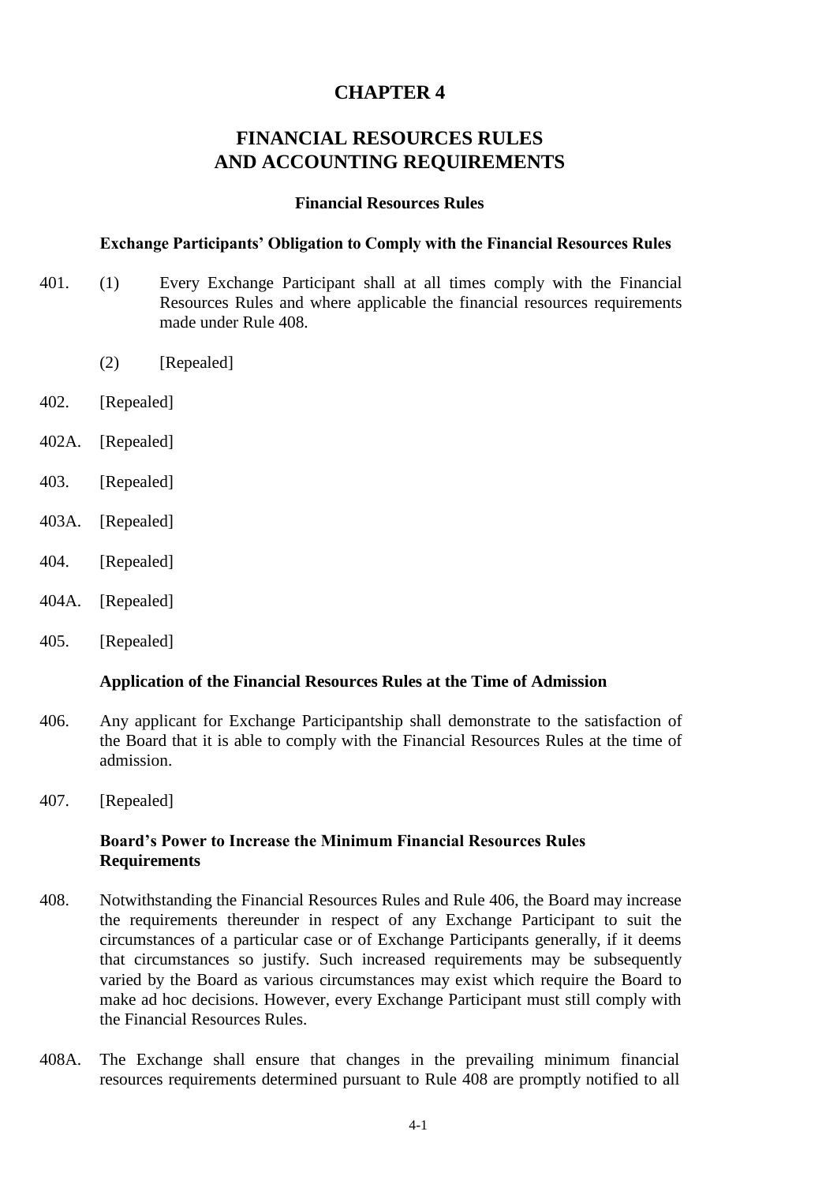# CHAPTER 4

# FINANCIAL RESOURCES RULES AND ACCOUNTING REQUIREMENTS

## Financial Resources Rules

### Exchange Participants' Obligation to Comply with the Financial Resources Rules

401. (1) Every Exchange Participant shall at all times comply with the Financial Resources Rules and where applicable the financial resources requirements made under Rule 408.

(2) [Repealed]

402. [Repealed]

402A. [Repealed]

403. [Repealed]

403A. [Repealed]

404. [Repealed]

404A. [Repealed]

405. [Repealed]

### Application of the Financial Resources Rules at the Time of Admission

406. Any applicant for Exchange Participantship shall demonstrate to the satisfaction of the Board that it is able to comply with the Financial Resources Rules at the time of admission.

407. [Repealed]

### Board's Power to Increase the Minimum Financial Resources Rules Requirements

408. Notwithstanding the Financial Resources Rules and Rule 406, the Board may increase the requirements thereunder in respect of any Exchange Participant to suit the circumstances of a particular case or of Exchange Participants generally, if it deems that circumstances so justify. Such increased requirements may be subsequently varied by the Board as various circumstances may exist which require the Board to make ad hoc decisions. However, every Exchange Participant must still comply with the Financial Resources Rules.

408A. The Exchange shall ensure that changes in the prevailing minimum financial resources requirements determined pursuant to Rule 408 are promptly notified to all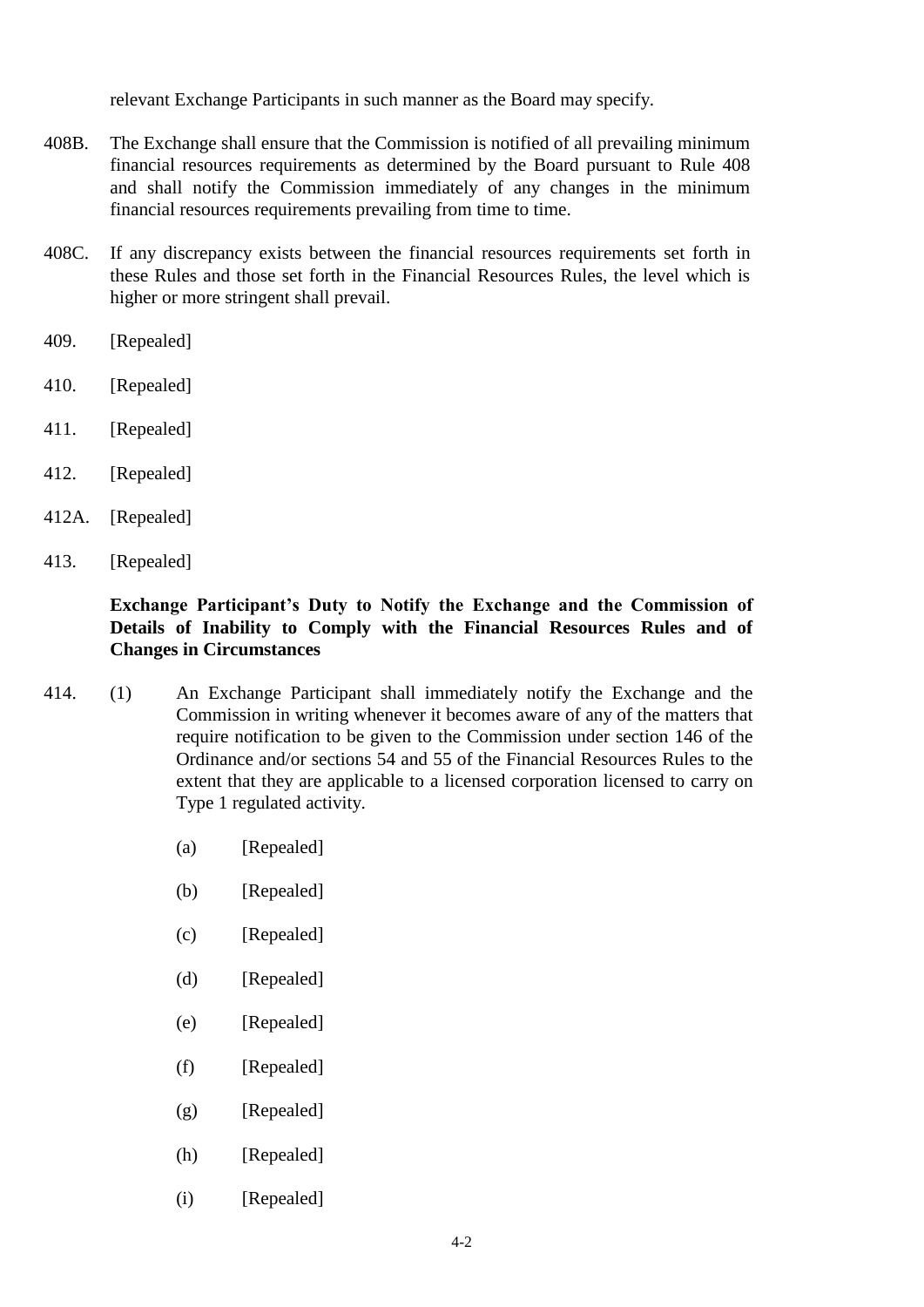relevant Exchange Participants in such manner as the Board may specify.

408B. The Exchange shall ensure that the Commission is notified of all prevailing minimum financial resources requirements as determined by the Board pursuant to Rule 408 and shall notify the Commission immediately of any changes in the minimum financial resources requirements prevailing from time to time.

408C. If any discrepancy exists between the financial resources requirements set forth in these Rules and those set forth in the Financial Resources Rules, the level which is higher or more stringent shall prevail.

409. [Repealed]

410. [Repealed]

411. [Repealed]

412. [Repealed]

412A. [Repealed]

413. [Repealed]

**Exchange Participant's Duty to Notify the Exchange and the Commission of Details of Inability to Comply with the Financial Resources Rules and of Changes in Circumstances**

414. (1) An Exchange Participant shall immediately notify the Exchange and the Commission in writing whenever it becomes aware of any of the matters that require notification to be given to the Commission under section 146 of the Ordinance and/or sections 54 and 55 of the Financial Resources Rules to the extent that they are applicable to a licensed corporation licensed to carry on Type 1 regulated activity.

(a) [Repealed]

(b) [Repealed]

(c) [Repealed]

(d) [Repealed]

(e) [Repealed]

(f) [Repealed]

(g) [Repealed]

(h) [Repealed]

(i) [Repealed]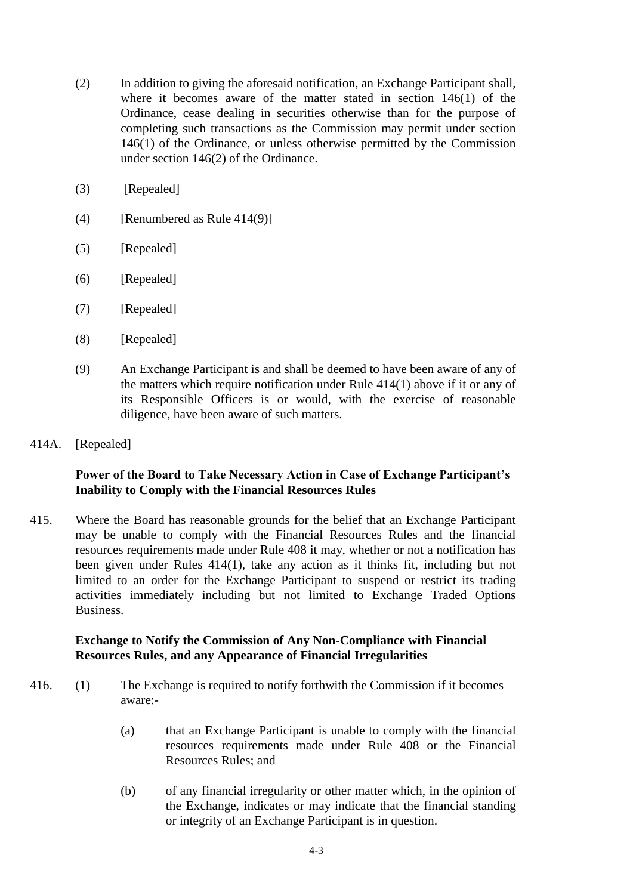(2) In addition to giving the aforesaid notification, an Exchange Participant shall, where it becomes aware of the matter stated in section 146(1) of the Ordinance, cease dealing in securities otherwise than for the purpose of completing such transactions as the Commission may permit under section 146(1) of the Ordinance, or unless otherwise permitted by the Commission under section 146(2) of the Ordinance.

(3) [Repealed]

(4) [Renumbered as Rule 414(9)]

(5) [Repealed]

(6) [Repealed]

(7) [Repealed]

(8) [Repealed]

(9) An Exchange Participant is and shall be deemed to have been aware of any of the matters which require notification under Rule 414(1) above if it or any of its Responsible Officers is or would, with the exercise of reasonable diligence, have been aware of such matters.

414A. [Repealed]

**Power of the Board to Take Necessary Action in Case of Exchange Participant's Inability to Comply with the Financial Resources Rules**

415. Where the Board has reasonable grounds for the belief that an Exchange Participant may be unable to comply with the Financial Resources Rules and the financial resources requirements made under Rule 408 it may, whether or not a notification has been given under Rules 414(1), take any action as it thinks fit, including but not limited to an order for the Exchange Participant to suspend or restrict its trading activities immediately including but not limited to Exchange Traded Options Business.

**Exchange to Notify the Commission of Any Non-Compliance with Financial Resources Rules, and any Appearance of Financial Irregularities**

416. (1) The Exchange is required to notify forthwith the Commission if it becomes aware:-

(a) that an Exchange Participant is unable to comply with the financial resources requirements made under Rule 408 or the Financial Resources Rules; and

(b) of any financial irregularity or other matter which, in the opinion of the Exchange, indicates or may indicate that the financial standing or integrity of an Exchange Participant is in question.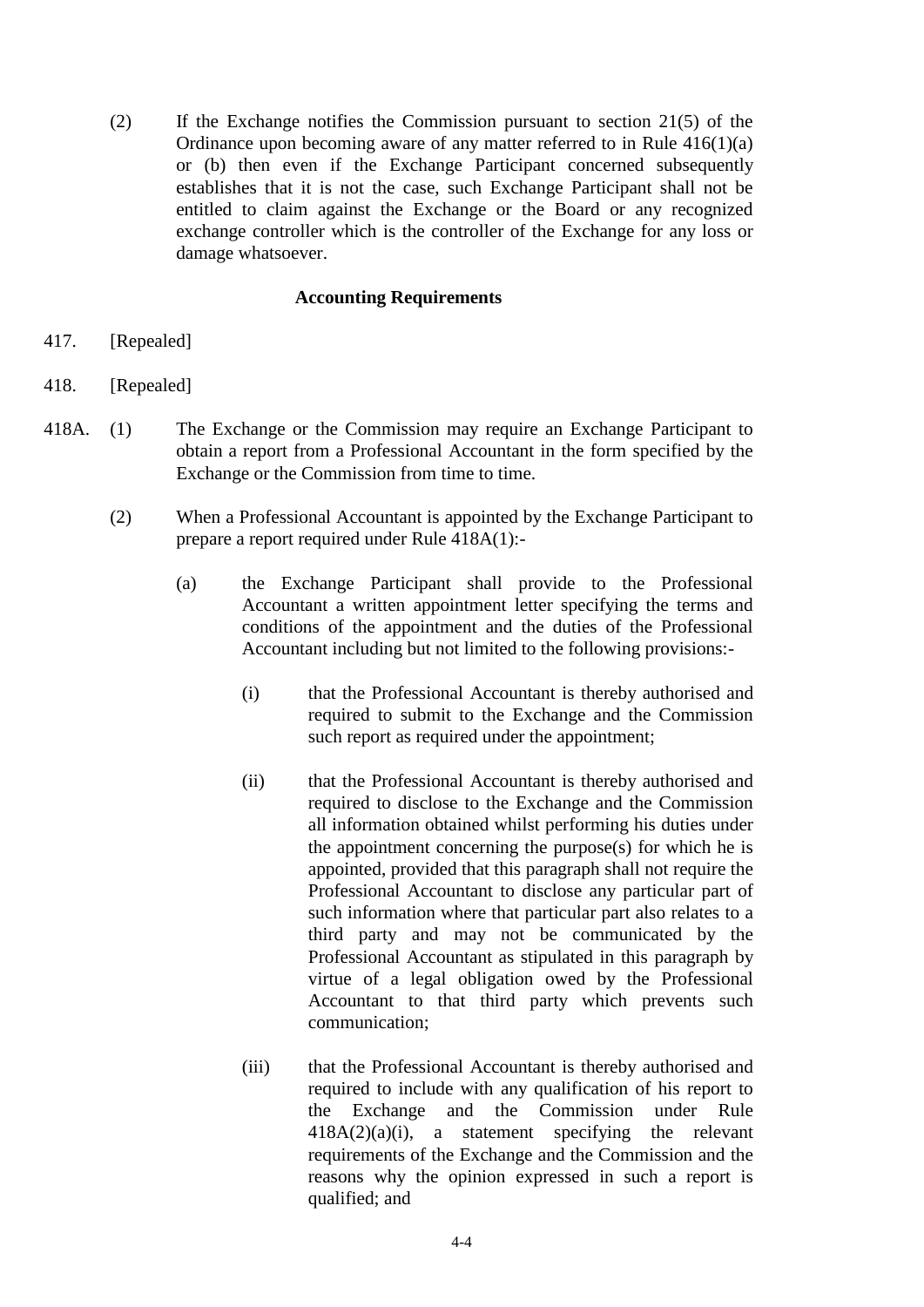(2) If the Exchange notifies the Commission pursuant to section 21(5) of the Ordinance upon becoming aware of any matter referred to in Rule 416(1)(a) or (b) then even if the Exchange Participant concerned subsequently establishes that it is not the case, such Exchange Participant shall not be entitled to claim against the Exchange or the Board or any recognized exchange controller which is the controller of the Exchange for any loss or damage whatsoever.

**Accounting Requirements**

417. [Repealed]

418. [Repealed]

418A. (1) The Exchange or the Commission may require an Exchange Participant to obtain a report from a Professional Accountant in the form specified by the Exchange or the Commission from time to time.

(2) When a Professional Accountant is appointed by the Exchange Participant to prepare a report required under Rule 418A(1):-

(a) the Exchange Participant shall provide to the Professional Accountant a written appointment letter specifying the terms and conditions of the appointment and the duties of the Professional Accountant including but not limited to the following provisions:-

(i) that the Professional Accountant is thereby authorised and required to submit to the Exchange and the Commission such report as required under the appointment;

(ii) that the Professional Accountant is thereby authorised and required to disclose to the Exchange and the Commission all information obtained whilst performing his duties under the appointment concerning the purpose(s) for which he is appointed, provided that this paragraph shall not require the Professional Accountant to disclose any particular part of such information where that particular part also relates to a third party and may not be communicated by the Professional Accountant as stipulated in this paragraph by virtue of a legal obligation owed by the Professional Accountant to that third party which prevents such communication;

(iii) that the Professional Accountant is thereby authorised and required to include with any qualification of his report to the Exchange and the Commission under Rule 418A(2)(a)(i), a statement specifying the relevant requirements of the Exchange and the Commission and the reasons why the opinion expressed in such a report is qualified; and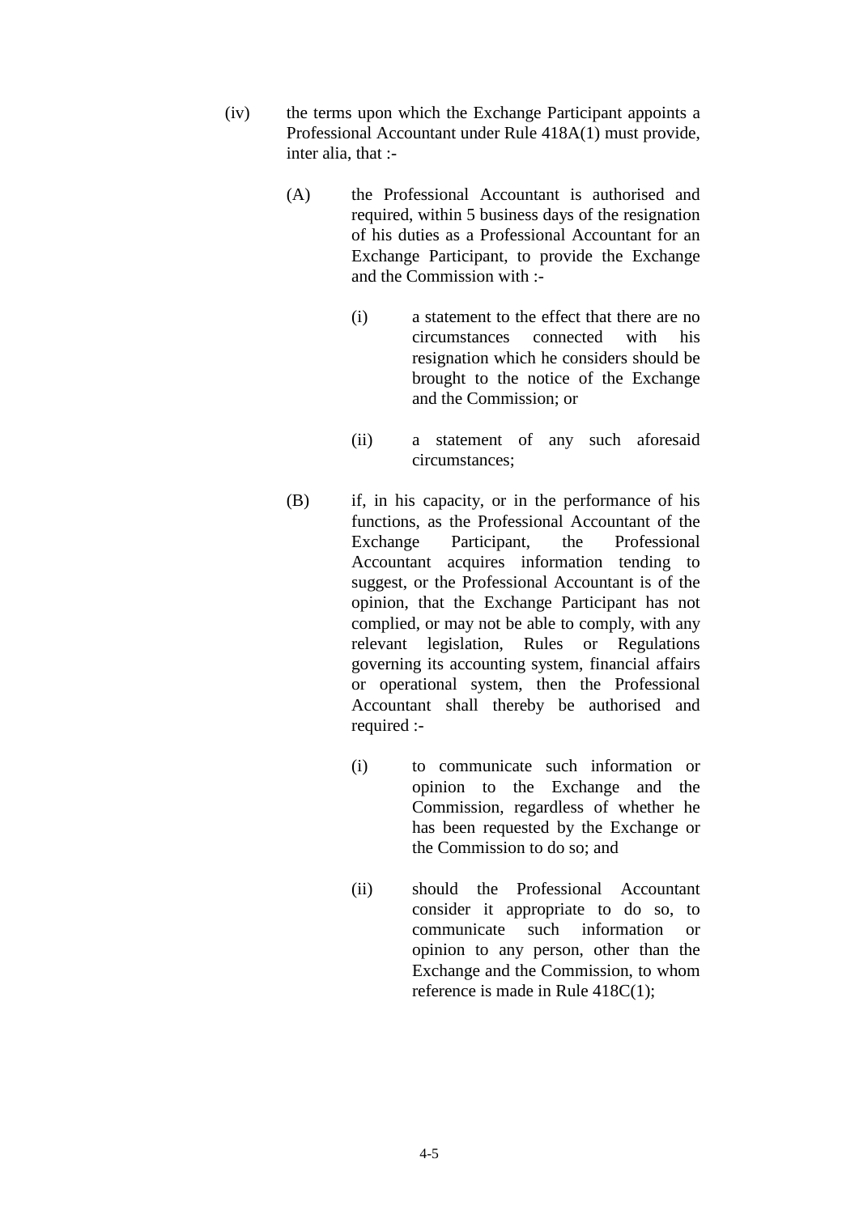(iv) the terms upon which the Exchange Participant appoints a Professional Accountant under Rule 418A(1) must provide, inter alia, that :-

(A) the Professional Accountant is authorised and required, within 5 business days of the resignation of his duties as a Professional Accountant for an Exchange Participant, to provide the Exchange and the Commission with :-

(i) a statement to the effect that there are no circumstances connected with his resignation which he considers should be brought to the notice of the Exchange and the Commission; or

(ii) a statement of any such aforesaid circumstances;

(B) if, in his capacity, or in the performance of his functions, as the Professional Accountant of the Exchange Participant, the Professional Accountant acquires information tending to suggest, or the Professional Accountant is of the opinion, that the Exchange Participant has not complied, or may not be able to comply, with any relevant legislation, Rules or Regulations governing its accounting system, financial affairs or operational system, then the Professional Accountant shall thereby be authorised and required :-

(i) to communicate such information or opinion to the Exchange and the Commission, regardless of whether he has been requested by the Exchange or the Commission to do so; and

(ii) should the Professional Accountant consider it appropriate to do so, to communicate such information or opinion to any person, other than the Exchange and the Commission, to whom reference is made in Rule 418C(1);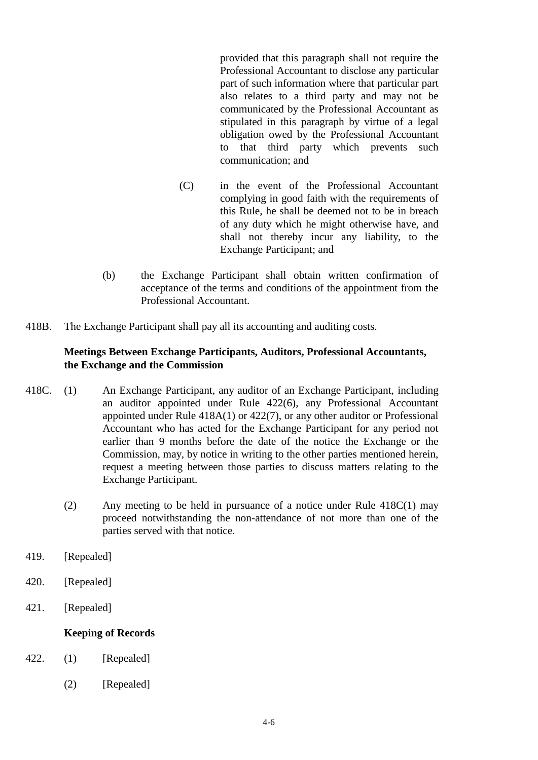provided that this paragraph shall not require the Professional Accountant to disclose any particular part of such information where that particular part also relates to a third party and may not be communicated by the Professional Accountant as stipulated in this paragraph by virtue of a legal obligation owed by the Professional Accountant to that third party which prevents such communication; and

(C) in the event of the Professional Accountant complying in good faith with the requirements of this Rule, he shall be deemed not to be in breach of any duty which he might otherwise have, and shall not thereby incur any liability, to the Exchange Participant; and

(b) the Exchange Participant shall obtain written confirmation of acceptance of the terms and conditions of the appointment from the Professional Accountant.

418B. The Exchange Participant shall pay all its accounting and auditing costs.

**Meetings Between Exchange Participants, Auditors, Professional Accountants, the Exchange and the Commission**

418C. (1) An Exchange Participant, any auditor of an Exchange Participant, including an auditor appointed under Rule 422(6), any Professional Accountant appointed under Rule 418A(1) or 422(7), or any other auditor or Professional Accountant who has acted for the Exchange Participant for any period not earlier than 9 months before the date of the notice the Exchange or the Commission, may, by notice in writing to the other parties mentioned herein, request a meeting between those parties to discuss matters relating to the Exchange Participant.

(2) Any meeting to be held in pursuance of a notice under Rule 418C(1) may proceed notwithstanding the non-attendance of not more than one of the parties served with that notice.

419. [Repealed]

420. [Repealed]

421. [Repealed]

**Keeping of Records**

422. (1) [Repealed]

(2) [Repealed]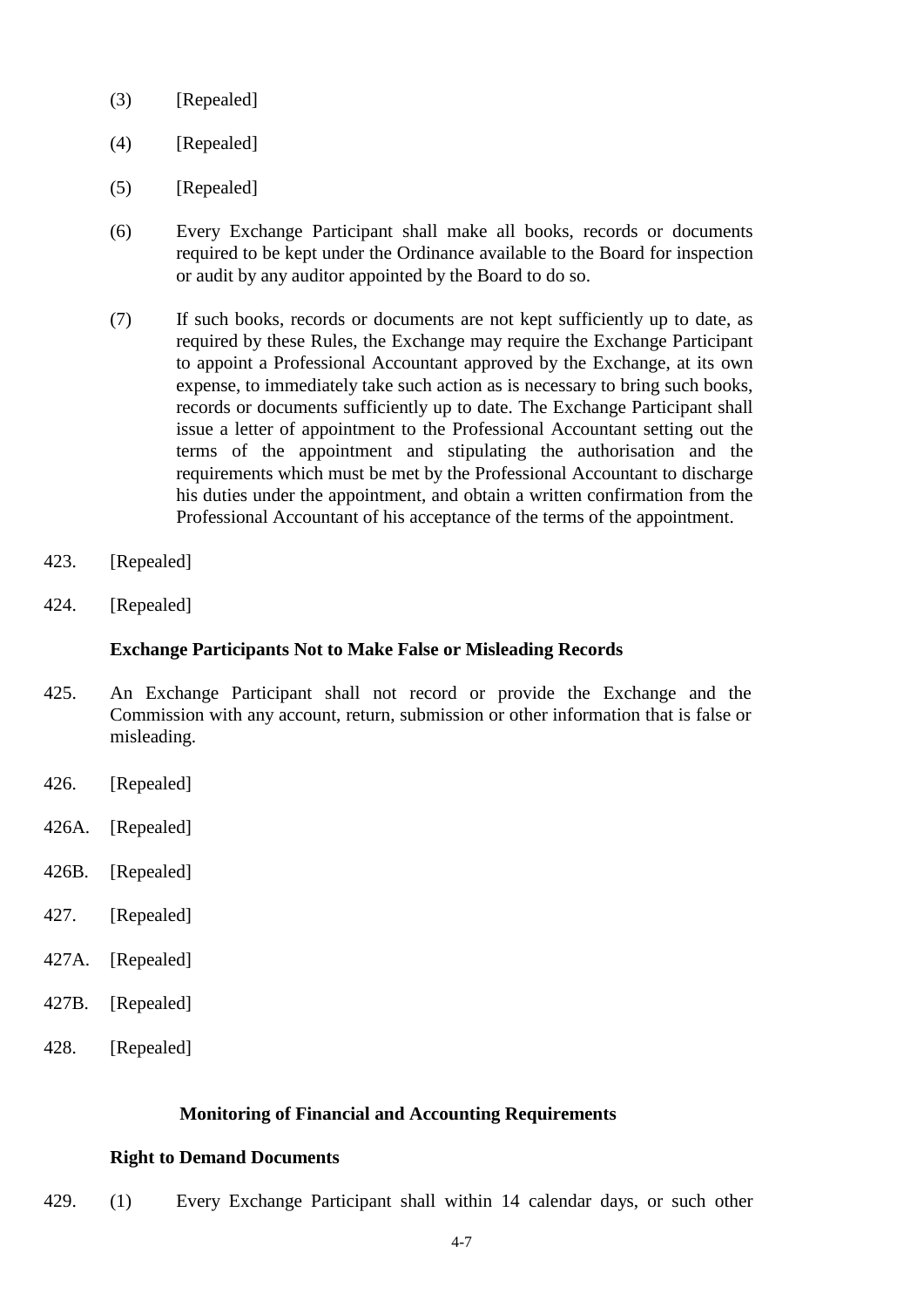(3) [Repealed]

(4) [Repealed]

(5) [Repealed]

(6) Every Exchange Participant shall make all books, records or documents required to be kept under the Ordinance available to the Board for inspection or audit by any auditor appointed by the Board to do so.

(7) If such books, records or documents are not kept sufficiently up to date, as required by these Rules, the Exchange may require the Exchange Participant to appoint a Professional Accountant approved by the Exchange, at its own expense, to immediately take such action as is necessary to bring such books, records or documents sufficiently up to date. The Exchange Participant shall issue a letter of appointment to the Professional Accountant setting out the terms of the appointment and stipulating the authorisation and the requirements which must be met by the Professional Accountant to discharge his duties under the appointment, and obtain a written confirmation from the Professional Accountant of his acceptance of the terms of the appointment.

423. [Repealed]

424. [Repealed]

**Exchange Participants Not to Make False or Misleading Records**

425. An Exchange Participant shall not record or provide the Exchange and the Commission with any account, return, submission or other information that is false or misleading.

426. [Repealed]

426A. [Repealed]

426B. [Repealed]

427. [Repealed]

427A. [Repealed]

427B. [Repealed]

428. [Repealed]

**Monitoring of Financial and Accounting Requirements**

**Right to Demand Documents**

429. (1) Every Exchange Participant shall within 14 calendar days, or such other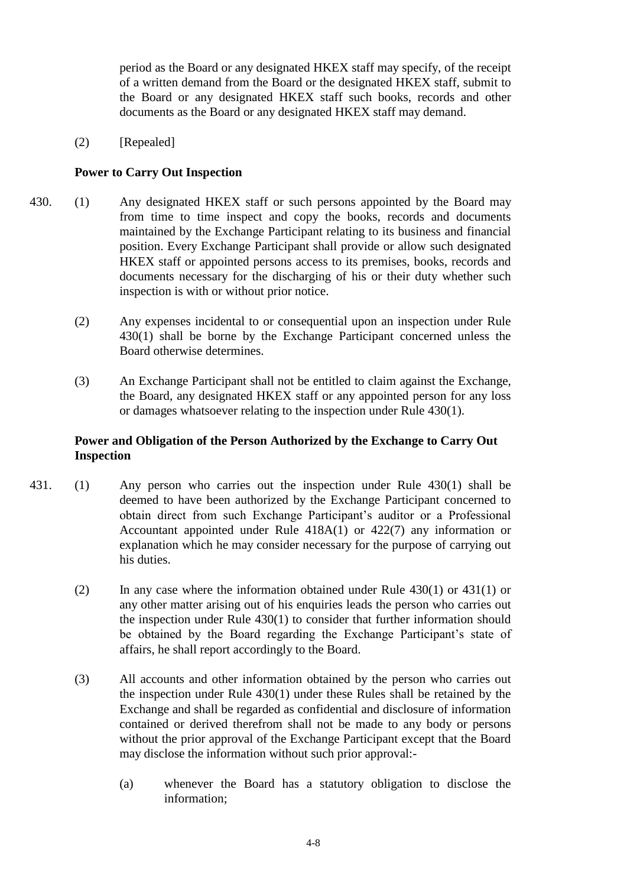period as the Board or any designated HKEX staff may specify, of the receipt of a written demand from the Board or the designated HKEX staff, submit to the Board or any designated HKEX staff such books, records and other documents as the Board or any designated HKEX staff may demand.

(2) [Repealed]

**Power to Carry Out Inspection**

430. (1) Any designated HKEX staff or such persons appointed by the Board may from time to time inspect and copy the books, records and documents maintained by the Exchange Participant relating to its business and financial position. Every Exchange Participant shall provide or allow such designated HKEX staff or appointed persons access to its premises, books, records and documents necessary for the discharging of his or their duty whether such inspection is with or without prior notice.

(2) Any expenses incidental to or consequential upon an inspection under Rule 430(1) shall be borne by the Exchange Participant concerned unless the Board otherwise determines.

(3) An Exchange Participant shall not be entitled to claim against the Exchange, the Board, any designated HKEX staff or any appointed person for any loss or damages whatsoever relating to the inspection under Rule 430(1).

**Power and Obligation of the Person Authorized by the Exchange to Carry Out Inspection**

431. (1) Any person who carries out the inspection under Rule 430(1) shall be deemed to have been authorized by the Exchange Participant concerned to obtain direct from such Exchange Participant's auditor or a Professional Accountant appointed under Rule 418A(1) or 422(7) any information or explanation which he may consider necessary for the purpose of carrying out his duties.

(2) In any case where the information obtained under Rule 430(1) or 431(1) or any other matter arising out of his enquiries leads the person who carries out the inspection under Rule 430(1) to consider that further information should be obtained by the Board regarding the Exchange Participant's state of affairs, he shall report accordingly to the Board.

(3) All accounts and other information obtained by the person who carries out the inspection under Rule 430(1) under these Rules shall be retained by the Exchange and shall be regarded as confidential and disclosure of information contained or derived therefrom shall not be made to any body or persons without the prior approval of the Exchange Participant except that the Board may disclose the information without such prior approval:-

(a) whenever the Board has a statutory obligation to disclose the information;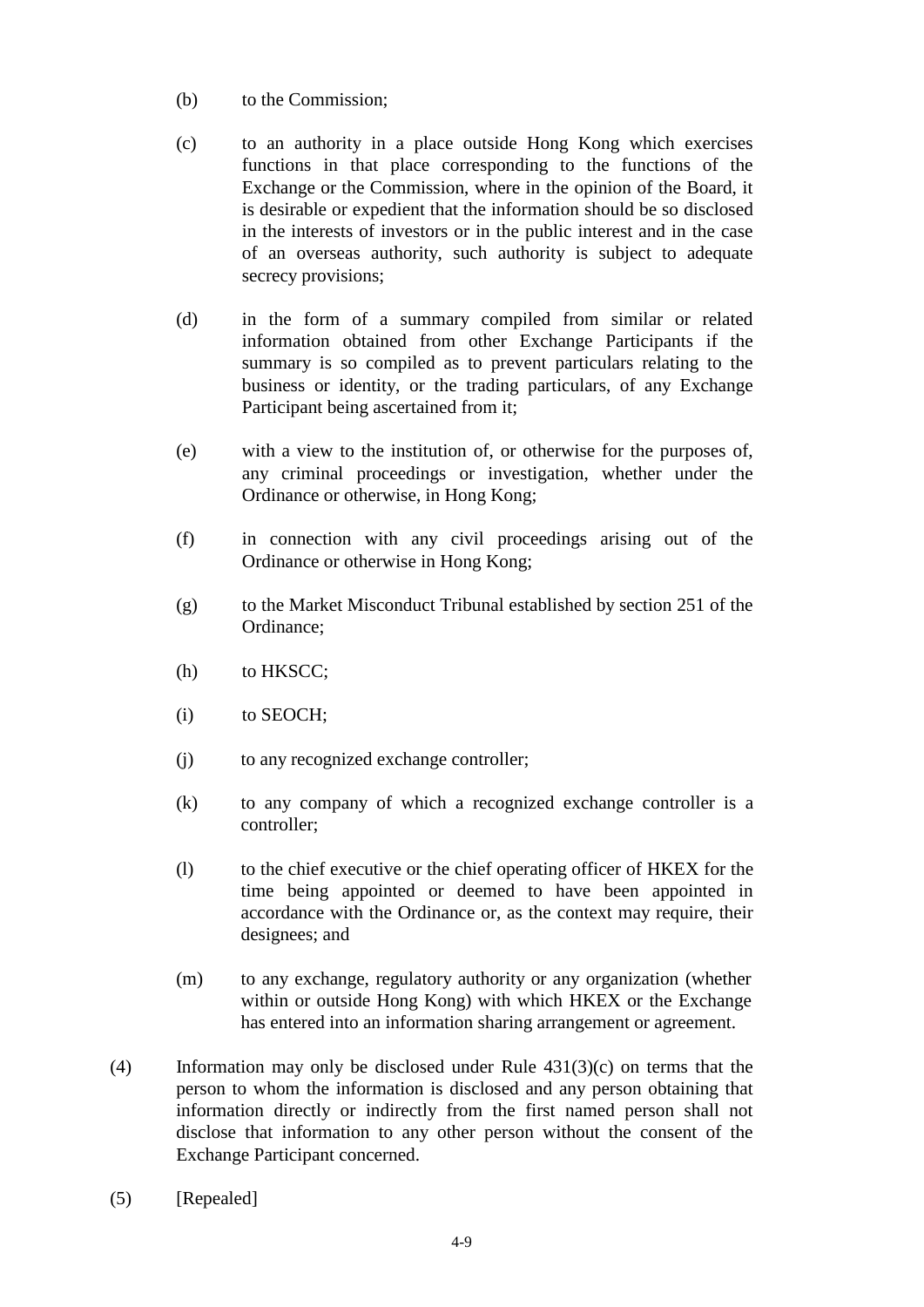(b) to the Commission;

(c) to an authority in a place outside Hong Kong which exercises functions in that place corresponding to the functions of the Exchange or the Commission, where in the opinion of the Board, it is desirable or expedient that the information should be so disclosed in the interests of investors or in the public interest and in the case of an overseas authority, such authority is subject to adequate secrecy provisions;

(d) in the form of a summary compiled from similar or related information obtained from other Exchange Participants if the summary is so compiled as to prevent particulars relating to the business or identity, or the trading particulars, of any Exchange Participant being ascertained from it;

(e) with a view to the institution of, or otherwise for the purposes of, any criminal proceedings or investigation, whether under the Ordinance or otherwise, in Hong Kong;

(f) in connection with any civil proceedings arising out of the Ordinance or otherwise in Hong Kong;

(g) to the Market Misconduct Tribunal established by section 251 of the Ordinance;

(h) to HKSCC;

(i) to SEOCH;

(j) to any recognized exchange controller;

(k) to any company of which a recognized exchange controller is a controller;

(l) to the chief executive or the chief operating officer of HKEX for the time being appointed or deemed to have been appointed in accordance with the Ordinance or, as the context may require, their designees; and

(m) to any exchange, regulatory authority or any organization (whether within or outside Hong Kong) with which HKEX or the Exchange has entered into an information sharing arrangement or agreement.

(4) Information may only be disclosed under Rule 431(3)(c) on terms that the person to whom the information is disclosed and any person obtaining that information directly or indirectly from the first named person shall not disclose that information to any other person without the consent of the Exchange Participant concerned.

(5) [Repealed]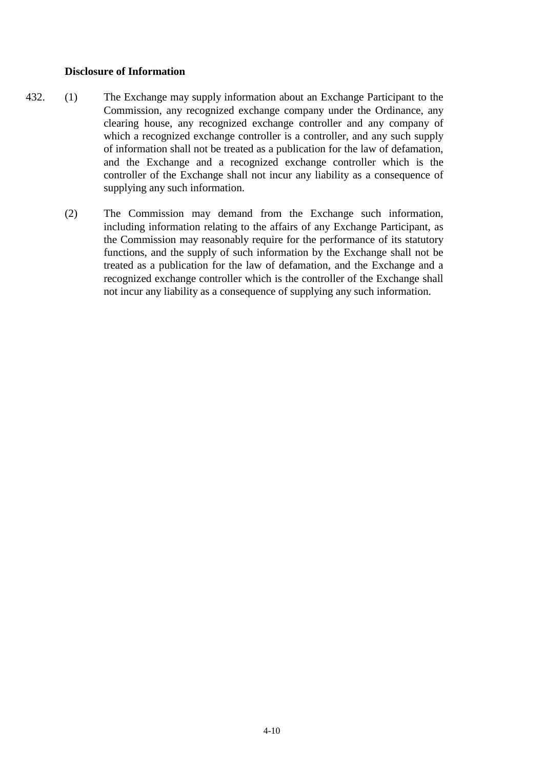**Disclosure of Information**

432. (1) The Exchange may supply information about an Exchange Participant to the Commission, any recognized exchange company under the Ordinance, any clearing house, any recognized exchange controller and any company of which a recognized exchange controller is a controller, and any such supply of information shall not be treated as a publication for the law of defamation, and the Exchange and a recognized exchange controller which is the controller of the Exchange shall not incur any liability as a consequence of supplying any such information.

(2) The Commission may demand from the Exchange such information, including information relating to the affairs of any Exchange Participant, as the Commission may reasonably require for the performance of its statutory functions, and the supply of such information by the Exchange shall not be treated as a publication for the law of defamation, and the Exchange and a recognized exchange controller which is the controller of the Exchange shall not incur any liability as a consequence of supplying any such information.